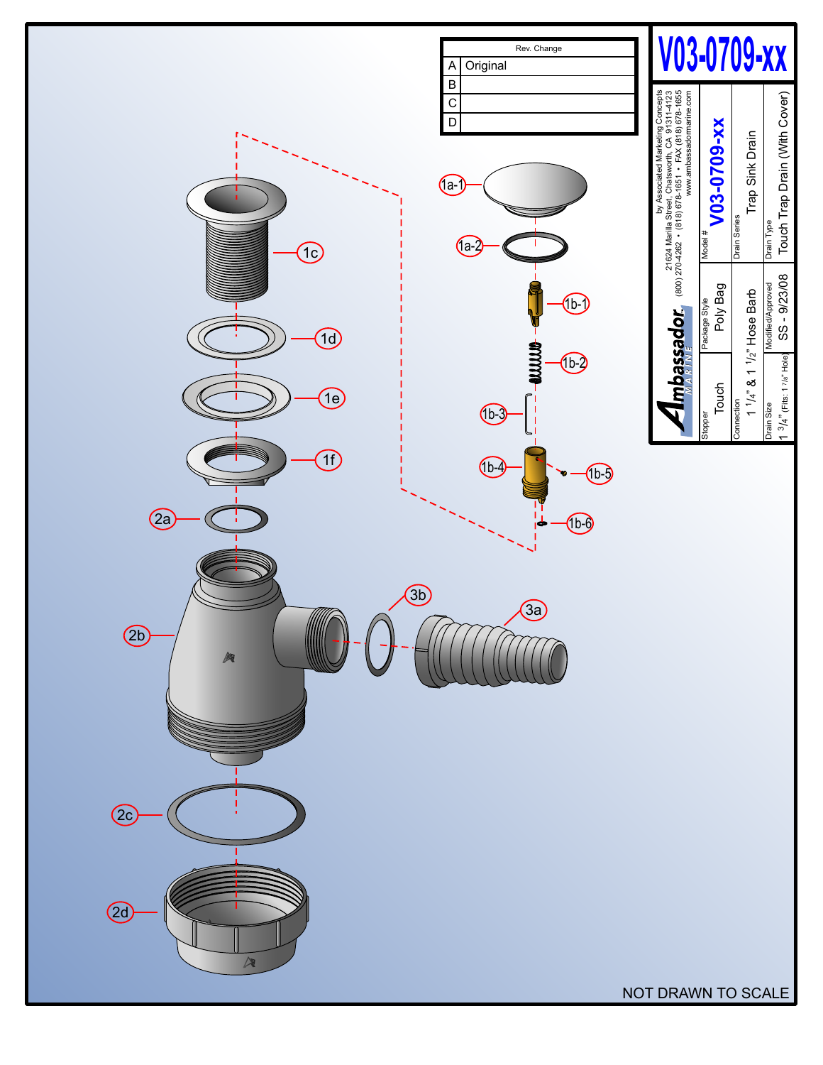# V03-0709-xx

| Rev. | Change |
|---|---|
| A | Original |
| B | |
| C | |
| D | |

**Ambassador Marine**

by Associated Marketing Concepts
21624 Marilla Street, Chatsworth, CA 91311-4123
(800) 270-4262 • (818) 678-1651 • FAX (818) 678-1655
www.ambassadormarine.com

| Field | Value |
|---|---|
| Model # | V03-0709-xx |
| Stopper | Touch |
| Package Style | Poly Bag |
| Drain Series | Trap Sink Drain |
| Connection | 1 1/4" & 1 1/2" Hose Barb |
| Drain Type | Touch Trap Drain (With Cover) |
| Drain Size | 1 3/4" (Fits: 1 7/8" Hole) |
| Modified/Approved | SS - 9/23/08 |

1a-1, 1a-2, 1b-1, 1b-2, 1b-3, 1b-4, 1b-5, 1b-6, 1c, 1d, 1e, 1f, 2a, 2b, 2c, 2d, 3a, 3b

NOT DRAWN TO SCALE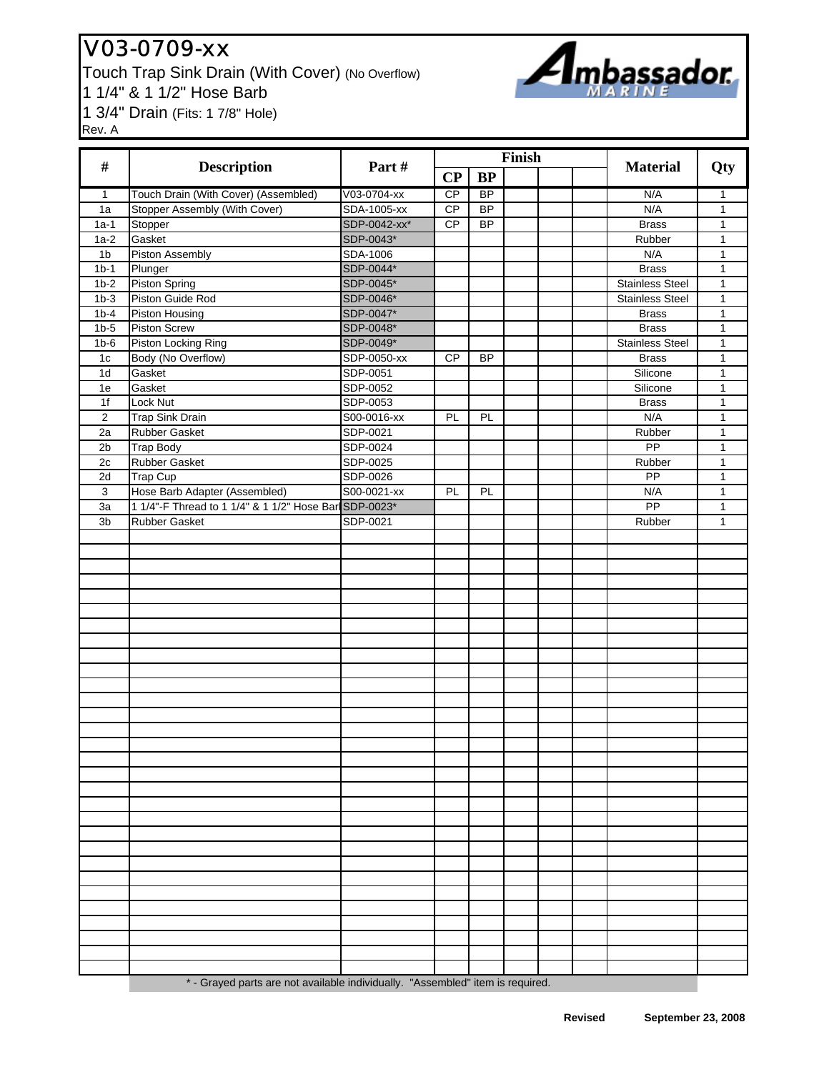# V03-0709-xx

Touch Trap Sink Drain (With Cover) (No Overflow)
1 1/4" & 1 1/2" Hose Barb
1 3/4" Drain (Fits: 1 7/8" Hole)
Rev. A

| # | Description | Part # | Finish | | | | | Material | Qty |
|---|---|---|---|---|---|---|---|---|---|
| | | | CP | BP | | | | | |
| 1 | Touch Drain (With Cover) (Assembled) | V03-0704-xx | CP | BP | | | | N/A | 1 |
| 1a | Stopper Assembly (With Cover) | SDA-1005-xx | CP | BP | | | | N/A | 1 |
| 1a-1 | Stopper | SDP-0042-xx* | CP | BP | | | | Brass | 1 |
| 1a-2 | Gasket | SDP-0043* | | | | | | Rubber | 1 |
| 1b | Piston Assembly | SDA-1006 | | | | | | N/A | 1 |
| 1b-1 | Plunger | SDP-0044* | | | | | | Brass | 1 |
| 1b-2 | Piston Spring | SDP-0045* | | | | | | Stainless Steel | 1 |
| 1b-3 | Piston Guide Rod | SDP-0046* | | | | | | Stainless Steel | 1 |
| 1b-4 | Piston Housing | SDP-0047* | | | | | | Brass | 1 |
| 1b-5 | Piston Screw | SDP-0048* | | | | | | Brass | 1 |
| 1b-6 | Piston Locking Ring | SDP-0049* | | | | | | Stainless Steel | 1 |
| 1c | Body (No Overflow) | SDP-0050-xx | CP | BP | | | | Brass | 1 |
| 1d | Gasket | SDP-0051 | | | | | | Silicone | 1 |
| 1e | Gasket | SDP-0052 | | | | | | Silicone | 1 |
| 1f | Lock Nut | SDP-0053 | | | | | | Brass | 1 |
| 2 | Trap Sink Drain | S00-0016-xx | PL | PL | | | | N/A | 1 |
| 2a | Rubber Gasket | SDP-0021 | | | | | | Rubber | 1 |
| 2b | Trap Body | SDP-0024 | | | | | | PP | 1 |
| 2c | Rubber Gasket | SDP-0025 | | | | | | Rubber | 1 |
| 2d | Trap Cup | SDP-0026 | | | | | | PP | 1 |
| 3 | Hose Barb Adapter (Assembled) | S00-0021-xx | PL | PL | | | | N/A | 1 |
| 3a | 1 1/4"-F Thread to 1 1/4" & 1 1/2" Hose Bar | SDP-0023* | | | | | | PP | 1 |
| 3b | Rubber Gasket | SDP-0021 | | | | | | Rubber | 1 |

* - Grayed parts are not available individually. "Assembled" item is required.

**Revised** **September 23, 2008**